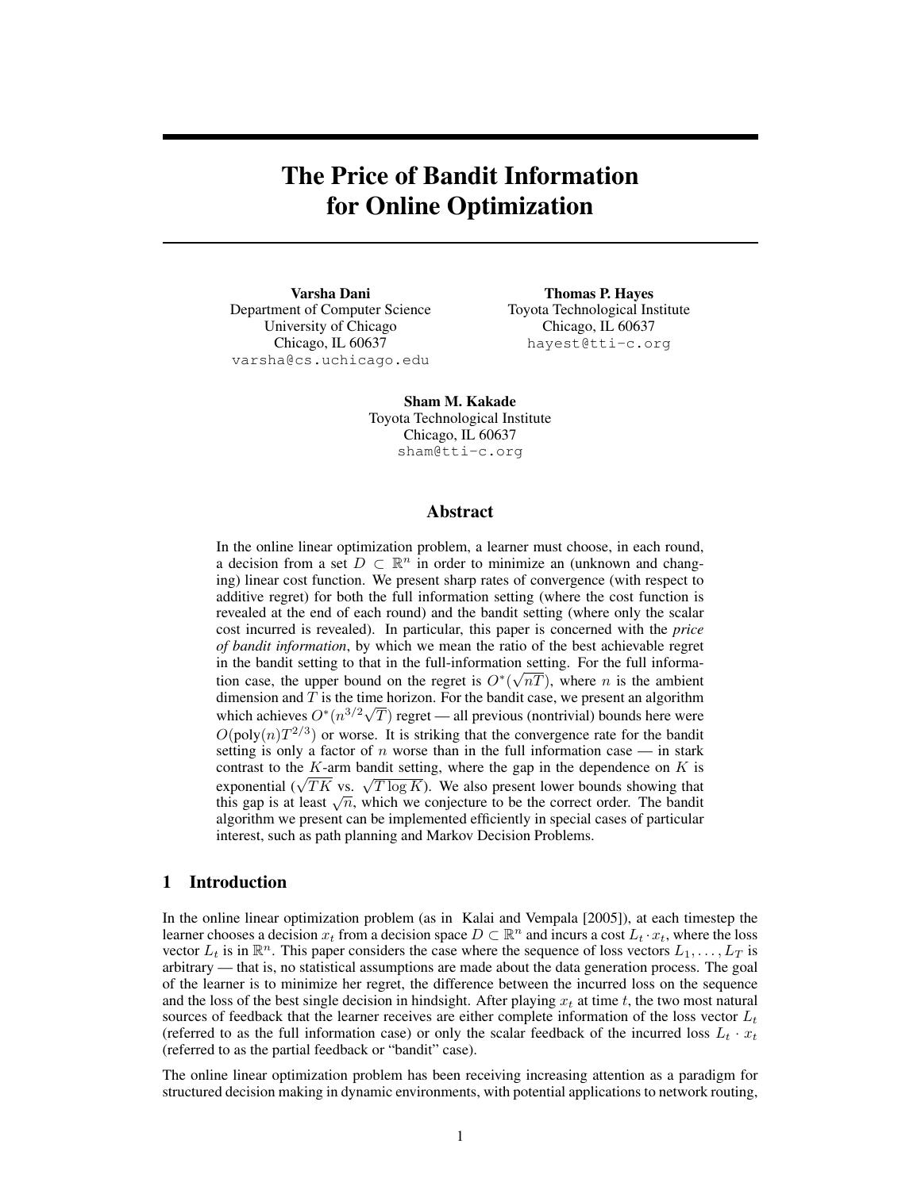# The Price of Bandit Information for Online Optimization

**Varsha Dani**
Department of Computer Science
University of Chicago
Chicago, IL 60637
varsha@cs.uchicago.edu

**Thomas P. Hayes**
Toyota Technological Institute
Chicago, IL 60637
hayest@tti-c.org

**Sham M. Kakade**
Toyota Technological Institute
Chicago, IL 60637
sham@tti-c.org

## Abstract

In the online linear optimization problem, a learner must choose, in each round, a decision from a set $D \subset \mathbb{R}^n$ in order to minimize an (unknown and changing) linear cost function. We present sharp rates of convergence (with respect to additive regret) for both the full information setting (where the cost function is revealed at the end of each round) and the bandit setting (where only the scalar cost incurred is revealed). In particular, this paper is concerned with the *price of bandit information*, by which we mean the ratio of the best achievable regret in the bandit setting to that in the full-information setting. For the full information case, the upper bound on the regret is $O^*(\sqrt{nT})$, where $n$ is the ambient dimension and $T$ is the time horizon. For the bandit case, we present an algorithm which achieves $O^*(n^{3/2}\sqrt{T})$ regret — all previous (nontrivial) bounds here were $O(\text{poly}(n)T^{2/3})$ or worse. It is striking that the convergence rate for the bandit setting is only a factor of $n$ worse than in the full information case — in stark contrast to the $K$-arm bandit setting, where the gap in the dependence on $K$ is exponential ($\sqrt{TK}$ vs. $\sqrt{T \log K}$). We also present lower bounds showing that this gap is at least $\sqrt{n}$, which we conjecture to be the correct order. The bandit algorithm we present can be implemented efficiently in special cases of particular interest, such as path planning and Markov Decision Problems.

## 1 Introduction

In the online linear optimization problem (as in Kalai and Vempala [2005]), at each timestep the learner chooses a decision $x_t$ from a decision space $D \subset \mathbb{R}^n$ and incurs a cost $L_t \cdot x_t$, where the loss vector $L_t$ is in $\mathbb{R}^n$. This paper considers the case where the sequence of loss vectors $L_1, \ldots, L_T$ is arbitrary — that is, no statistical assumptions are made about the data generation process. The goal of the learner is to minimize her regret, the difference between the incurred loss on the sequence and the loss of the best single decision in hindsight. After playing $x_t$ at time $t$, the two most natural sources of feedback that the learner receives are either complete information of the loss vector $L_t$ (referred to as the full information case) or only the scalar feedback of the incurred loss $L_t \cdot x_t$ (referred to as the partial feedback or "bandit" case).

The online linear optimization problem has been receiving increasing attention as a paradigm for structured decision making in dynamic environments, with potential applications to network routing,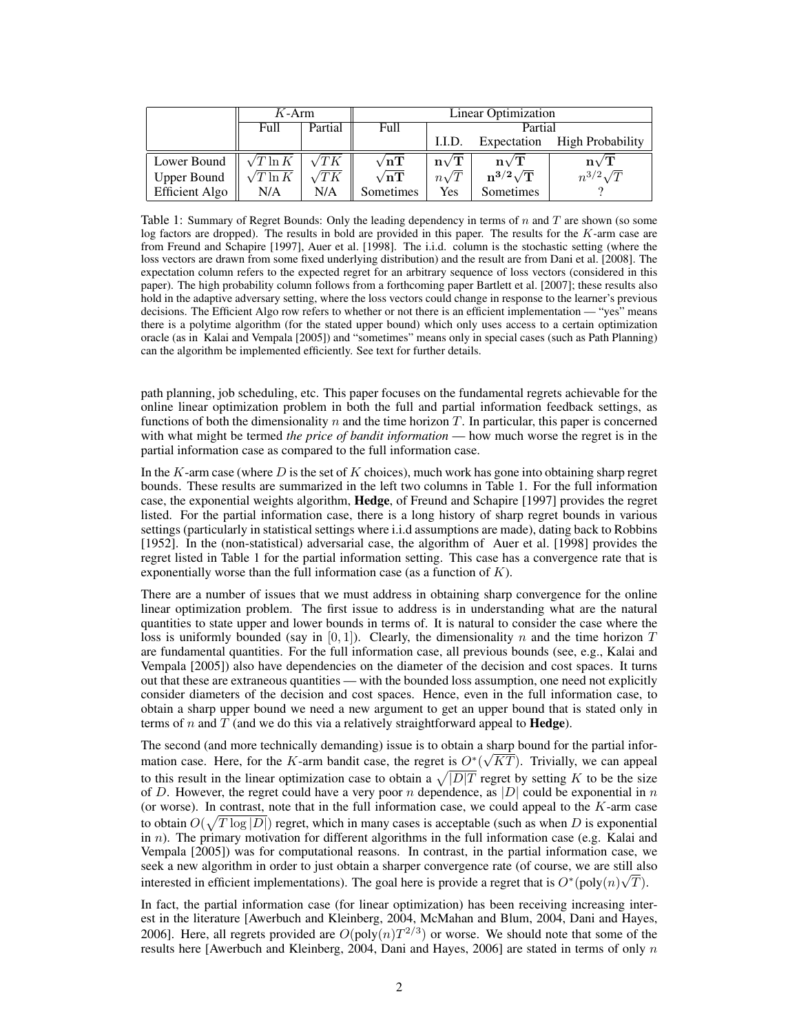| | $K$-Arm | | Linear Optimization | | | |
|---|---|---|---|---|---|---|
| | Full | Partial | Full | Partial | | |
| | | | | I.I.D. | Expectation | High Probability |
| Lower Bound | $\sqrt{T \ln K}$ | $\sqrt{TK}$ | $\mathbf{\sqrt{nT}}$ | $\mathbf{n\sqrt{T}}$ | $\mathbf{n\sqrt{T}}$ | $\mathbf{n\sqrt{T}}$ |
| Upper Bound | $\sqrt{T \ln K}$ | $\sqrt{TK}$ | $\mathbf{\sqrt{nT}}$ | $n\sqrt{T}$ | $\mathbf{n^{3/2}\sqrt{T}}$ | $n^{3/2}\sqrt{T}$ |
| Efficient Algo | N/A | N/A | Sometimes | Yes | Sometimes | ? |

Table 1: Summary of Regret Bounds: Only the leading dependency in terms of $n$ and $T$ are shown (so some log factors are dropped). The results in bold are provided in this paper. The results for the $K$-arm case are from Freund and Schapire [1997], Auer et al. [1998]. The i.i.d. column is the stochastic setting (where the loss vectors are drawn from some fixed underlying distribution) and the result are from Dani et al. [2008]. The expectation column refers to the expected regret for an arbitrary sequence of loss vectors (considered in this paper). The high probability column follows from a forthcoming paper Bartlett et al. [2007]; these results also hold in the adaptive adversary setting, where the loss vectors could change in response to the learner's previous decisions. The Efficient Algo row refers to whether or not there is an efficient implementation — "yes" means there is a polytime algorithm (for the stated upper bound) which only uses access to a certain optimization oracle (as in Kalai and Vempala [2005]) and "sometimes" means only in special cases (such as Path Planning) can the algorithm be implemented efficiently. See text for further details.

path planning, job scheduling, etc. This paper focuses on the fundamental regrets achievable for the online linear optimization problem in both the full and partial information feedback settings, as functions of both the dimensionality $n$ and the time horizon $T$. In particular, this paper is concerned with what might be termed *the price of bandit information* — how much worse the regret is in the partial information case as compared to the full information case.

In the $K$-arm case (where $D$ is the set of $K$ choices), much work has gone into obtaining sharp regret bounds. These results are summarized in the left two columns in Table 1. For the full information case, the exponential weights algorithm, **Hedge**, of Freund and Schapire [1997] provides the regret listed. For the partial information case, there is a long history of sharp regret bounds in various settings (particularly in statistical settings where i.i.d assumptions are made), dating back to Robbins [1952]. In the (non-statistical) adversarial case, the algorithm of Auer et al. [1998] provides the regret listed in Table 1 for the partial information setting. This case has a convergence rate that is exponentially worse than the full information case (as a function of $K$).

There are a number of issues that we must address in obtaining sharp convergence for the online linear optimization problem. The first issue to address is in understanding what are the natural quantities to state upper and lower bounds in terms of. It is natural to consider the case where the loss is uniformly bounded (say in $[0, 1]$). Clearly, the dimensionality $n$ and the time horizon $T$ are fundamental quantities. For the full information case, all previous bounds (see, e.g., Kalai and Vempala [2005]) also have dependencies on the diameter of the decision and cost spaces. It turns out that these are extraneous quantities — with the bounded loss assumption, one need not explicitly consider diameters of the decision and cost spaces. Hence, even in the full information case, to obtain a sharp upper bound we need a new argument to get an upper bound that is stated only in terms of $n$ and $T$ (and we do this via a relatively straightforward appeal to **Hedge**).

The second (and more technically demanding) issue is to obtain a sharp bound for the partial information case. Here, for the $K$-arm bandit case, the regret is $O^*(\sqrt{KT})$. Trivially, we can appeal to this result in the linear optimization case to obtain a $\sqrt{|D|T}$ regret by setting $K$ to be the size of $D$. However, the regret could have a very poor $n$ dependence, as $|D|$ could be exponential in $n$ (or worse). In contrast, note that in the full information case, we could appeal to the $K$-arm case to obtain $O(\sqrt{T \log |D|})$ regret, which in many cases is acceptable (such as when $D$ is exponential in $n$). The primary motivation for different algorithms in the full information case (e.g. Kalai and Vempala [2005]) was for computational reasons. In contrast, in the partial information case, we seek a new algorithm in order to just obtain a sharper convergence rate (of course, we are still also interested in efficient implementations). The goal here is provide a regret that is $O^*(\text{poly}(n)\sqrt{T})$.

In fact, the partial information case (for linear optimization) has been receiving increasing interest in the literature [Awerbuch and Kleinberg, 2004, McMahan and Blum, 2004, Dani and Hayes, 2006]. Here, all regrets provided are $O(\text{poly}(n)T^{2/3})$ or worse. We should note that some of the results here [Awerbuch and Kleinberg, 2004, Dani and Hayes, 2006] are stated in terms of only $n$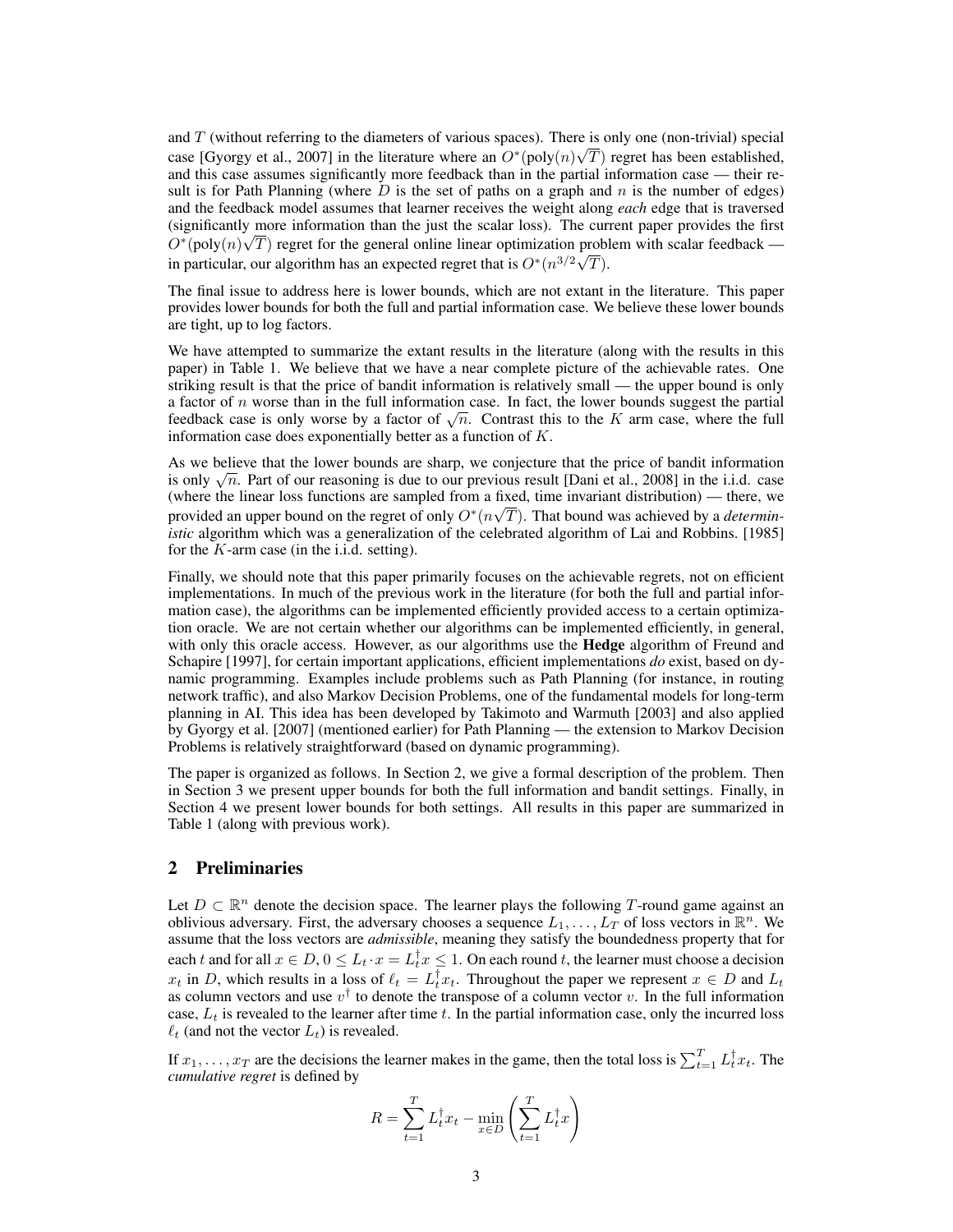and $T$ (without referring to the diameters of various spaces). There is only one (non-trivial) special case [Gyorgy et al., 2007] in the literature where an $O^*(\text{poly}(n)\sqrt{T})$ regret has been established, and this case assumes significantly more feedback than in the partial information case — their result is for Path Planning (where $D$ is the set of paths on a graph and $n$ is the number of edges) and the feedback model assumes that learner receives the weight along *each* edge that is traversed (significantly more information than the just the scalar loss). The current paper provides the first $O^*(\text{poly}(n)\sqrt{T})$ regret for the general online linear optimization problem with scalar feedback — in particular, our algorithm has an expected regret that is $O^*(n^{3/2}\sqrt{T})$.

The final issue to address here is lower bounds, which are not extant in the literature. This paper provides lower bounds for both the full and partial information case. We believe these lower bounds are tight, up to log factors.

We have attempted to summarize the extant results in the literature (along with the results in this paper) in Table 1. We believe that we have a near complete picture of the achievable rates. One striking result is that the price of bandit information is relatively small — the upper bound is only a factor of $n$ worse than in the full information case. In fact, the lower bounds suggest the partial feedback case is only worse by a factor of $\sqrt{n}$. Contrast this to the $K$ arm case, where the full information case does exponentially better as a function of $K$.

As we believe that the lower bounds are sharp, we conjecture that the price of bandit information is only $\sqrt{n}$. Part of our reasoning is due to our previous result [Dani et al., 2008] in the i.i.d. case (where the linear loss functions are sampled from a fixed, time invariant distribution) — there, we provided an upper bound on the regret of only $O^*(n\sqrt{T})$. That bound was achieved by a *deterministic* algorithm which was a generalization of the celebrated algorithm of Lai and Robbins. [1985] for the $K$-arm case (in the i.i.d. setting).

Finally, we should note that this paper primarily focuses on the achievable regrets, not on efficient implementations. In much of the previous work in the literature (for both the full and partial information case), the algorithms can be implemented efficiently provided access to a certain optimization oracle. We are not certain whether our algorithms can be implemented efficiently, in general, with only this oracle access. However, as our algorithms use the **Hedge** algorithm of Freund and Schapire [1997], for certain important applications, efficient implementations *do* exist, based on dynamic programming. Examples include problems such as Path Planning (for instance, in routing network traffic), and also Markov Decision Problems, one of the fundamental models for long-term planning in AI. This idea has been developed by Takimoto and Warmuth [2003] and also applied by Gyorgy et al. [2007] (mentioned earlier) for Path Planning — the extension to Markov Decision Problems is relatively straightforward (based on dynamic programming).

The paper is organized as follows. In Section 2, we give a formal description of the problem. Then in Section 3 we present upper bounds for both the full information and bandit settings. Finally, in Section 4 we present lower bounds for both settings. All results in this paper are summarized in Table 1 (along with previous work).

## 2 Preliminaries

Let $D \subset \mathbb{R}^n$ denote the decision space. The learner plays the following $T$-round game against an oblivious adversary. First, the adversary chooses a sequence $L_1, \ldots, L_T$ of loss vectors in $\mathbb{R}^n$. We assume that the loss vectors are *admissible*, meaning they satisfy the boundedness property that for each $t$ and for all $x \in D$, $0 \leq L_t \cdot x = L_t^\dagger x \leq 1$. On each round $t$, the learner must choose a decision $x_t$ in $D$, which results in a loss of $\ell_t = L_t^\dagger x_t$. Throughout the paper we represent $x \in D$ and $L_t$ as column vectors and use $v^\dagger$ to denote the transpose of a column vector $v$. In the full information case, $L_t$ is revealed to the learner after time $t$. In the partial information case, only the incurred loss $\ell_t$ (and not the vector $L_t$) is revealed.

If $x_1, \ldots, x_T$ are the decisions the learner makes in the game, then the total loss is $\sum_{t=1}^T L_t^\dagger x_t$. The *cumulative regret* is defined by

$$R = \sum_{t=1}^T L_t^\dagger x_t - \min_{x \in D} \left( \sum_{t=1}^T L_t^\dagger x \right)$$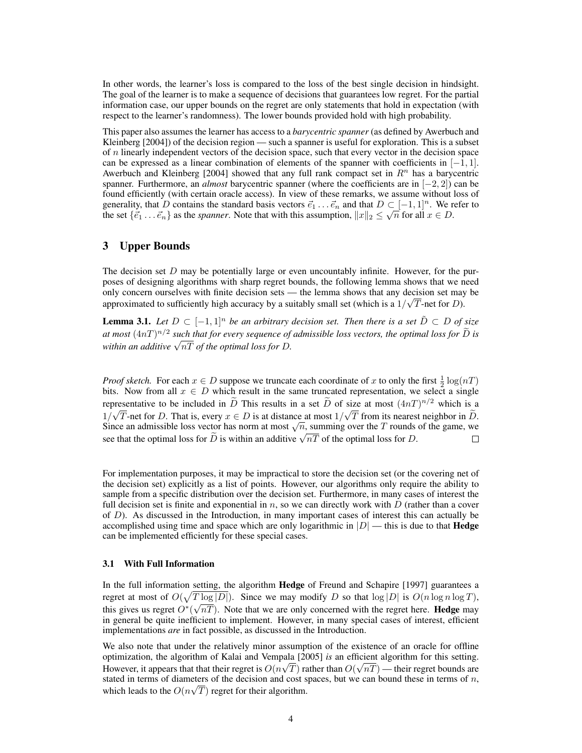In other words, the learner's loss is compared to the loss of the best single decision in hindsight. The goal of the learner is to make a sequence of decisions that guarantees low regret. For the partial information case, our upper bounds on the regret are only statements that hold in expectation (with respect to the learner's randomness). The lower bounds provided hold with high probability.

This paper also assumes the learner has access to a *barycentric spanner* (as defined by Awerbuch and Kleinberg [2004]) of the decision region — such a spanner is useful for exploration. This is a subset of $n$ linearly independent vectors of the decision space, such that every vector in the decision space can be expressed as a linear combination of elements of the spanner with coefficients in $[-1, 1]$. Awerbuch and Kleinberg [2004] showed that any full rank compact set in $R^n$ has a barycentric spanner. Furthermore, an *almost* barycentric spanner (where the coefficients are in $[-2, 2]$) can be found efficiently (with certain oracle access). In view of these remarks, we assume without loss of generality, that $D$ contains the standard basis vectors $\vec{e}_1 \ldots \vec{e}_n$ and that $D \subset [-1, 1]^n$. We refer to the set $\{\vec{e}_1 \ldots \vec{e}_n\}$ as the *spanner*. Note that with this assumption, $\|x\|_2 \leq \sqrt{n}$ for all $x \in D$.

## 3 Upper Bounds

The decision set $D$ may be potentially large or even uncountably infinite. However, for the purposes of designing algorithms with sharp regret bounds, the following lemma shows that we need only concern ourselves with finite decision sets — the lemma shows that any decision set may be approximated to sufficiently high accuracy by a suitably small set (which is a $1/\sqrt{T}$-net for $D$).

**Lemma 3.1.** *Let $D \subset [-1, 1]^n$ be an arbitrary decision set. Then there is a set $\tilde{D} \subset D$ of size at most $(4nT)^{n/2}$ such that for every sequence of admissible loss vectors, the optimal loss for $\widetilde{D}$ is within an additive $\sqrt{nT}$ of the optimal loss for $D$.*

*Proof sketch.* For each $x \in D$ suppose we truncate each coordinate of $x$ to only the first $\frac{1}{2}\log(nT)$ bits. Now from all $x \in D$ which result in the same truncated representation, we select a single representative to be included in $\widetilde{D}$ This results in a set $\widetilde{D}$ of size at most $(4nT)^{n/2}$ which is a $1/\sqrt{T}$-net for $D$. That is, every $x \in D$ is at distance at most $1/\sqrt{T}$ from its nearest neighbor in $\widetilde{D}$. Since an admissible loss vector has norm at most $\sqrt{n}$, summing over the $T$ rounds of the game, we see that the optimal loss for $\widetilde{D}$ is within an additive $\sqrt{nT}$ of the optimal loss for $D$. $\square$

For implementation purposes, it may be impractical to store the decision set (or the covering net of the decision set) explicitly as a list of points. However, our algorithms only require the ability to sample from a specific distribution over the decision set. Furthermore, in many cases of interest the full decision set is finite and exponential in $n$, so we can directly work with $D$ (rather than a cover of $D$). As discussed in the Introduction, in many important cases of interest this can actually be accomplished using time and space which are only logarithmic in $|D|$ — this is due to that **Hedge** can be implemented efficiently for these special cases.

### 3.1 With Full Information

In the full information setting, the algorithm **Hedge** of Freund and Schapire [1997] guarantees a regret at most of $O(\sqrt{T \log |D|})$. Since we may modify $D$ so that $\log |D|$ is $O(n \log n \log T)$, this gives us regret $O^*(\sqrt{nT})$. Note that we are only concerned with the regret here. **Hedge** may in general be quite inefficient to implement. However, in many special cases of interest, efficient implementations *are* in fact possible, as discussed in the Introduction.

We also note that under the relatively minor assumption of the existence of an oracle for offline optimization, the algorithm of Kalai and Vempala [2005] *is* an efficient algorithm for this setting. However, it appears that that their regret is $O(n\sqrt{T})$ rather than $O(\sqrt{nT})$ — their regret bounds are stated in terms of diameters of the decision and cost spaces, but we can bound these in terms of $n$, which leads to the $O(n\sqrt{T})$ regret for their algorithm.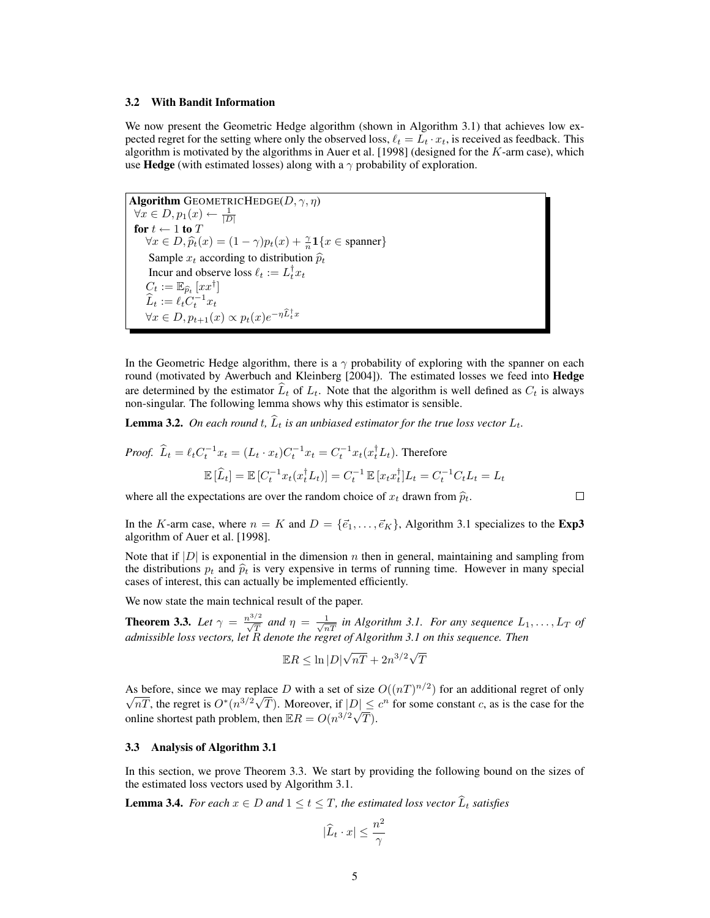### 3.2 With Bandit Information

We now present the Geometric Hedge algorithm (shown in Algorithm 3.1) that achieves low expected regret for the setting where only the observed loss, $\ell_t = L_t \cdot x_t$, is received as feedback. This algorithm is motivated by the algorithms in Auer et al. [1998] (designed for the $K$-arm case), which use **Hedge** (with estimated losses) along with a $\gamma$ probability of exploration.

```
Algorithm GEOMETRICHEDGE(D, γ, η)
  ∀x ∈ D, p_1(x) ← 1/|D|
  for t ← 1 to T
      ∀x ∈ D, p̂_t(x) = (1 − γ)p_t(x) + (γ/n) 1{x ∈ spanner}
      Sample x_t according to distribution p̂_t
      Incur and observe loss ℓ_t := L_t^† x_t
      C_t := E_{p̂_t} [x x^†]
      L̂_t := ℓ_t C_t^{-1} x_t
      ∀x ∈ D, p_{t+1}(x) ∝ p_t(x) e^{−η L̂_t^† x}
```

In the Geometric Hedge algorithm, there is a $\gamma$ probability of exploring with the spanner on each round (motivated by Awerbuch and Kleinberg [2004]). The estimated losses we feed into **Hedge** are determined by the estimator $\widehat{L}_t$ of $L_t$. Note that the algorithm is well defined as $C_t$ is always non-singular. The following lemma shows why this estimator is sensible.

**Lemma 3.2.** *On each round $t$, $\widehat{L}_t$ is an unbiased estimator for the true loss vector $L_t$.*

*Proof.* $\widehat{L}_t = \ell_t C_t^{-1} x_t = (L_t \cdot x_t) C_t^{-1} x_t = C_t^{-1} x_t (x_t^\dagger L_t)$. Therefore

$$\mathbb{E}\,[\widehat{L}_t] = \mathbb{E}\,[C_t^{-1} x_t (x_t^\dagger L_t)] = C_t^{-1}\,\mathbb{E}\,[x_t x_t^\dagger] L_t = C_t^{-1} C_t L_t = L_t$$

where all the expectations are over the random choice of $x_t$ drawn from $\widehat{p}_t$. $\square$

In the $K$-arm case, where $n = K$ and $D = \{\vec{e}_1, \ldots, \vec{e}_K\}$, Algorithm 3.1 specializes to the **Exp3** algorithm of Auer et al. [1998].

Note that if $|D|$ is exponential in the dimension $n$ then in general, maintaining and sampling from the distributions $p_t$ and $\widehat{p}_t$ is very expensive in terms of running time. However in many special cases of interest, this can actually be implemented efficiently.

We now state the main technical result of the paper.

**Theorem 3.3.** *Let $\gamma = \frac{n^{3/2}}{\sqrt{T}}$ and $\eta = \frac{1}{\sqrt{nT}}$ in Algorithm 3.1. For any sequence $L_1, \ldots, L_T$ of admissible loss vectors, let $R$ denote the regret of Algorithm 3.1 on this sequence. Then*

$$\mathbb{E}R \leq \ln|D|\sqrt{nT} + 2n^{3/2}\sqrt{T}$$

As before, since we may replace $D$ with a set of size $O((nT)^{n/2})$ for an additional regret of only $\sqrt{nT}$, the regret is $O^*(n^{3/2}\sqrt{T})$. Moreover, if $|D| \leq c^n$ for some constant $c$, as is the case for the online shortest path problem, then $\mathbb{E}R = O(n^{3/2}\sqrt{T})$.

### 3.3 Analysis of Algorithm 3.1

In this section, we prove Theorem 3.3. We start by providing the following bound on the sizes of the estimated loss vectors used by Algorithm 3.1.

**Lemma 3.4.** *For each $x \in D$ and $1 \leq t \leq T$, the estimated loss vector $\widehat{L}_t$ satisfies*

$$|\widehat{L}_t \cdot x| \leq \frac{n^2}{\gamma}$$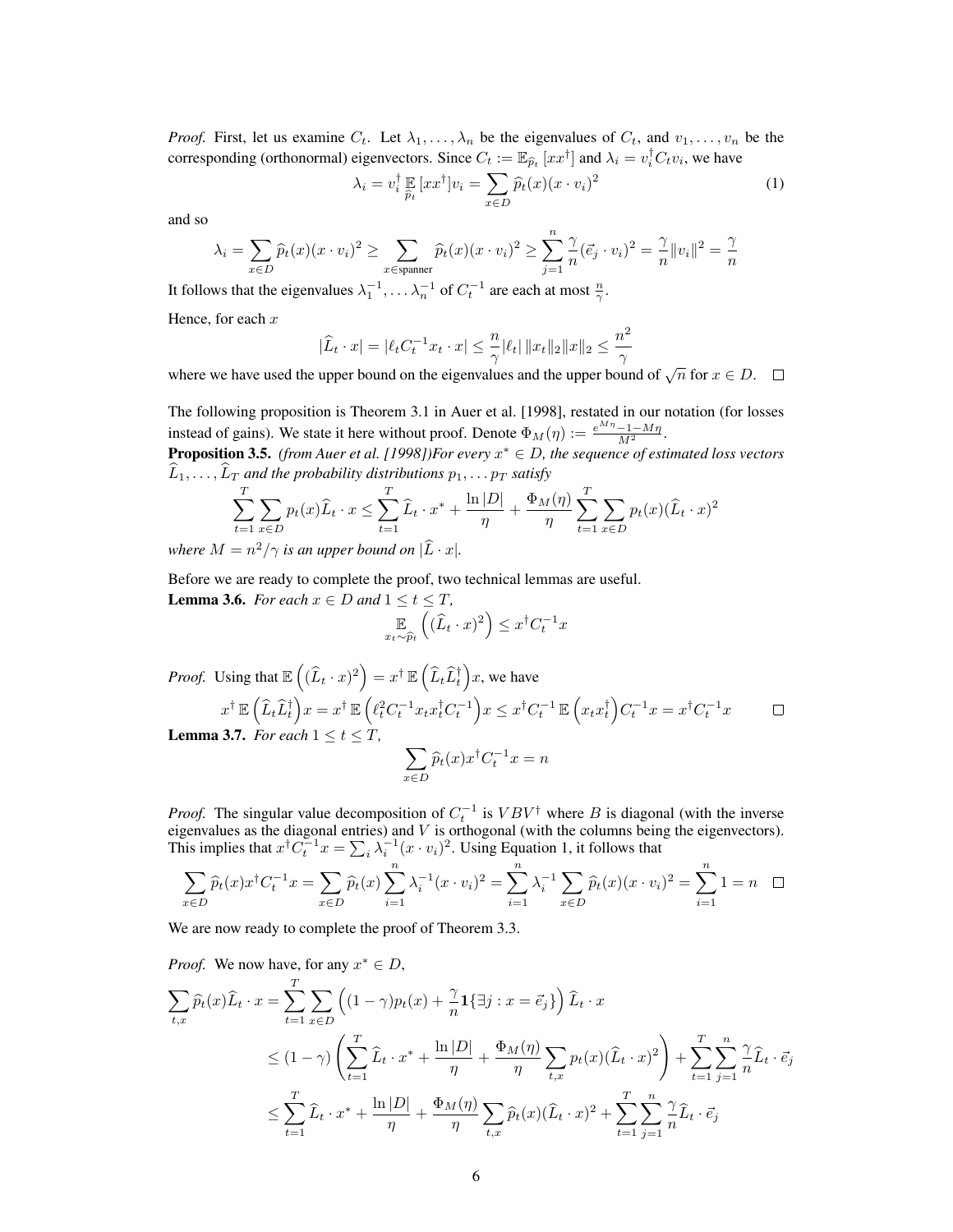*Proof.* First, let us examine $C_t$. Let $\lambda_1, \ldots, \lambda_n$ be the eigenvalues of $C_t$, and $v_1, \ldots, v_n$ be the corresponding (orthonormal) eigenvectors. Since $C_t := \mathbb{E}_{\widehat{p}_t}[xx^\dagger]$ and $\lambda_i = v_i^\dagger C_t v_i$, we have

$$\lambda_i = v_i^\dagger \mathop{\mathbb{E}}_{\widehat{p}_t}[xx^\dagger] v_i = \sum_{x \in D} \widehat{p}_t(x)(x \cdot v_i)^2 \tag{1}$$

and so

$$\lambda_i = \sum_{x \in D} \widehat{p}_t(x)(x \cdot v_i)^2 \geq \sum_{x \in \text{spanner}} \widehat{p}_t(x)(x \cdot v_i)^2 \geq \sum_{j=1}^{n} \frac{\gamma}{n}(\vec{e}_j \cdot v_i)^2 = \frac{\gamma}{n}\|v_i\|^2 = \frac{\gamma}{n}$$

It follows that the eigenvalues $\lambda_1^{-1}, \ldots \lambda_n^{-1}$ of $C_t^{-1}$ are each at most $\frac{n}{\gamma}$.

Hence, for each $x$

$$|\widehat{L}_t \cdot x| = |\ell_t C_t^{-1} x_t \cdot x| \leq \frac{n}{\gamma}|\ell_t| \, \|x_t\|_2 \|x\|_2 \leq \frac{n^2}{\gamma}$$

where we have used the upper bound on the eigenvalues and the upper bound of $\sqrt{n}$ for $x \in D$. $\square$

The following proposition is Theorem 3.1 in Auer et al. [1998], restated in our notation (for losses instead of gains). We state it here without proof. Denote $\Phi_M(\eta) := \frac{e^{M\eta} - 1 - M\eta}{M^2}$.

**Proposition 3.5.** *(from Auer et al. [1998])For every $x^* \in D$, the sequence of estimated loss vectors $\widehat{L}_1, \ldots, \widehat{L}_T$ and the probability distributions $p_1, \ldots p_T$ satisfy*

$$\sum_{t=1}^{T} \sum_{x \in D} p_t(x) \widehat{L}_t \cdot x \leq \sum_{t=1}^{T} \widehat{L}_t \cdot x^* + \frac{\ln |D|}{\eta} + \frac{\Phi_M(\eta)}{\eta} \sum_{t=1}^{T} \sum_{x \in D} p_t(x)(\widehat{L}_t \cdot x)^2$$

*where $M = n^2/\gamma$ is an upper bound on $|\widehat{L} \cdot x|$.*

Before we are ready to complete the proof, two technical lemmas are useful.

**Lemma 3.6.** *For each $x \in D$ and $1 \leq t \leq T$,*

$$\mathop{\mathbb{E}}_{x_t \sim \widehat{p}_t}\left((\widehat{L}_t \cdot x)^2\right) \leq x^\dagger C_t^{-1} x$$

*Proof.* Using that $\mathbb{E}\left((\widehat{L}_t \cdot x)^2\right) = x^\dagger \, \mathbb{E}\left(\widehat{L}_t \widehat{L}_t^\dagger\right) x$, we have

$$x^\dagger \, \mathbb{E}\left(\widehat{L}_t \widehat{L}_t^\dagger\right) x = x^\dagger \, \mathbb{E}\left(\ell_t^2 C_t^{-1} x_t x_t^\dagger C_t^{-1}\right) x \leq x^\dagger C_t^{-1} \, \mathbb{E}\left(x_t x_t^\dagger\right) C_t^{-1} x = x^\dagger C_t^{-1} x \qquad \square$$

**Lemma 3.7.** *For each $1 \leq t \leq T$,*

$$\sum_{x \in D} \widehat{p}_t(x) x^\dagger C_t^{-1} x = n$$

*Proof.* The singular value decomposition of $C_t^{-1}$ is $VBV^\dagger$ where $B$ is diagonal (with the inverse eigenvalues as the diagonal entries) and $V$ is orthogonal (with the columns being the eigenvectors). This implies that $x^\dagger C_t^{-1} x = \sum_i \lambda_i^{-1}(x \cdot v_i)^2$. Using Equation 1, it follows that

$$\sum_{x \in D} \widehat{p}_t(x) x^\dagger C_t^{-1} x = \sum_{x \in D} \widehat{p}_t(x) \sum_{i=1}^{n} \lambda_i^{-1}(x \cdot v_i)^2 = \sum_{i=1}^{n} \lambda_i^{-1} \sum_{x \in D} \widehat{p}_t(x)(x \cdot v_i)^2 = \sum_{i=1}^{n} 1 = n \qquad \square$$

We are now ready to complete the proof of Theorem 3.3.

*Proof.* We now have, for any $x^* \in D$,

$$\begin{aligned}
\sum_{t,x} \widehat{p}_t(x) \widehat{L}_t \cdot x &= \sum_{t=1}^{T} \sum_{x \in D} \left((1-\gamma)p_t(x) + \frac{\gamma}{n} \mathbf{1}\{\exists j : x = \vec{e}_j\}\right) \widehat{L}_t \cdot x \\
&\leq (1-\gamma)\left(\sum_{t=1}^{T} \widehat{L}_t \cdot x^* + \frac{\ln |D|}{\eta} + \frac{\Phi_M(\eta)}{\eta} \sum_{t,x} p_t(x)(\widehat{L}_t \cdot x)^2\right) + \sum_{t=1}^{T} \sum_{j=1}^{n} \frac{\gamma}{n} \widehat{L}_t \cdot \vec{e}_j \\
&\leq \sum_{t=1}^{T} \widehat{L}_t \cdot x^* + \frac{\ln |D|}{\eta} + \frac{\Phi_M(\eta)}{\eta} \sum_{t,x} \widehat{p}_t(x)(\widehat{L}_t \cdot x)^2 + \sum_{t=1}^{T} \sum_{j=1}^{n} \frac{\gamma}{n} \widehat{L}_t \cdot \vec{e}_j
\end{aligned}$$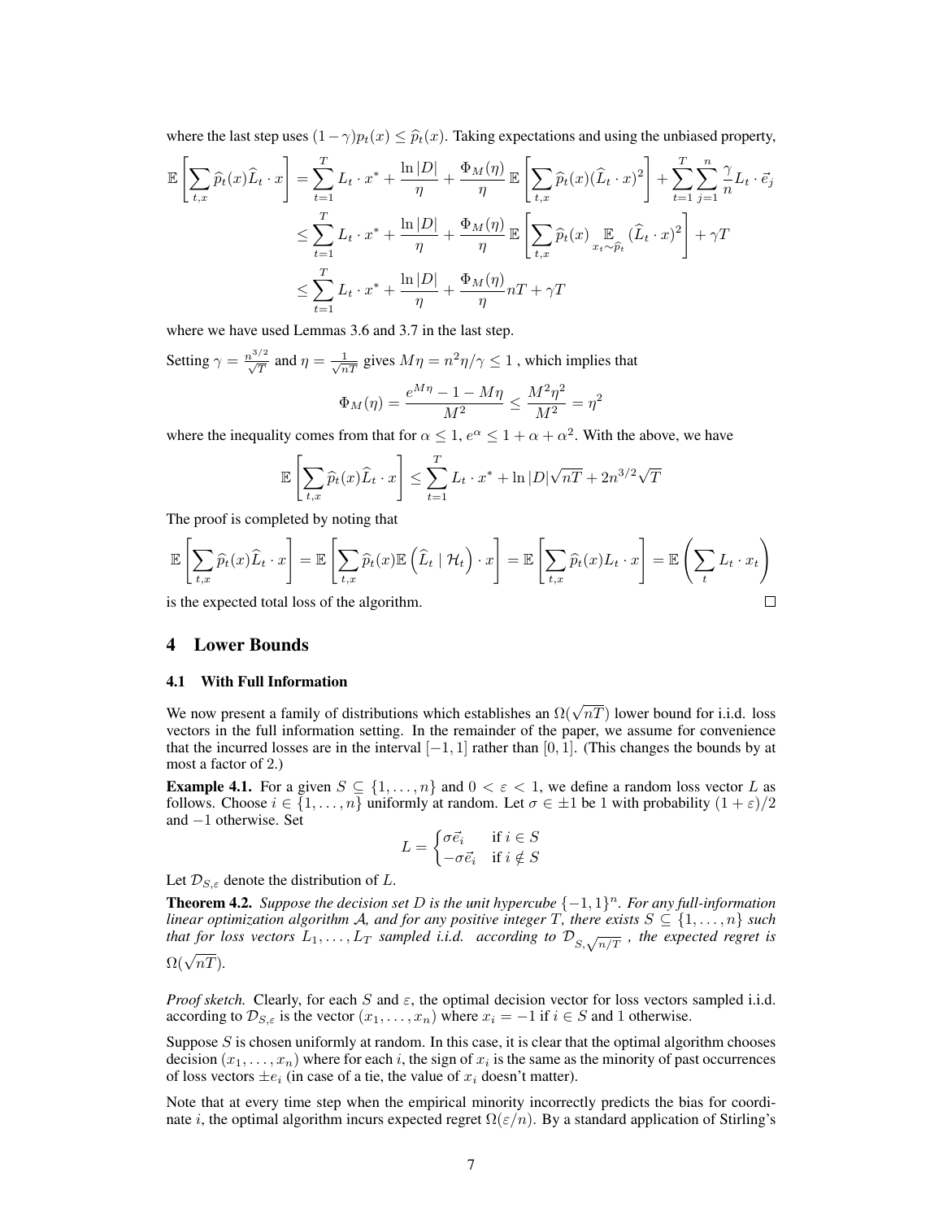where the last step uses $(1-\gamma)p_t(x) \le \widehat{p}_t(x)$. Taking expectations and using the unbiased property,

$$
\begin{aligned}
\mathbb{E}\left[\sum_{t,x} \widehat{p}_t(x)\widehat{L}_t \cdot x\right] &= \sum_{t=1}^{T} L_t \cdot x^* + \frac{\ln |D|}{\eta} + \frac{\Phi_M(\eta)}{\eta}\,\mathbb{E}\left[\sum_{t,x} \widehat{p}_t(x)(\widehat{L}_t \cdot x)^2\right] + \sum_{t=1}^{T}\sum_{j=1}^{n} \frac{\gamma}{n} L_t \cdot \vec{e}_j \\
&\le \sum_{t=1}^{T} L_t \cdot x^* + \frac{\ln |D|}{\eta} + \frac{\Phi_M(\eta)}{\eta}\,\mathbb{E}\left[\sum_{t,x} \widehat{p}_t(x) \mathop{\mathbb{E}}_{x_t \sim \widehat{p}_t} (\widehat{L}_t \cdot x)^2\right] + \gamma T \\
&\le \sum_{t=1}^{T} L_t \cdot x^* + \frac{\ln |D|}{\eta} + \frac{\Phi_M(\eta)}{\eta} nT + \gamma T
\end{aligned}
$$

where we have used Lemmas 3.6 and 3.7 in the last step.

Setting $\gamma = \frac{n^{3/2}}{\sqrt{T}}$ and $\eta = \frac{1}{\sqrt{nT}}$ gives $M\eta = n^2\eta/\gamma \le 1$ , which implies that

$$
\Phi_M(\eta) = \frac{e^{M\eta} - 1 - M\eta}{M^2} \le \frac{M^2\eta^2}{M^2} = \eta^2
$$

where the inequality comes from that for $\alpha \le 1$, $e^\alpha \le 1 + \alpha + \alpha^2$. With the above, we have

$$
\mathbb{E}\left[\sum_{t,x} \widehat{p}_t(x)\widehat{L}_t \cdot x\right] \le \sum_{t=1}^{T} L_t \cdot x^* + \ln |D|\sqrt{nT} + 2n^{3/2}\sqrt{T}
$$

The proof is completed by noting that

$$
\mathbb{E}\left[\sum_{t,x} \widehat{p}_t(x)\widehat{L}_t \cdot x\right] = \mathbb{E}\left[\sum_{t,x} \widehat{p}_t(x)\mathbb{E}\left(\widehat{L}_t \mid \mathcal{H}_t\right) \cdot x\right] = \mathbb{E}\left[\sum_{t,x} \widehat{p}_t(x) L_t \cdot x\right] = \mathbb{E}\left(\sum_{t} L_t \cdot x_t\right)
$$

is the expected total loss of the algorithm. □

# 4 Lower Bounds

## 4.1 With Full Information

We now present a family of distributions which establishes an $\Omega(\sqrt{nT})$ lower bound for i.i.d. loss vectors in the full information setting. In the remainder of the paper, we assume for convenience that the incurred losses are in the interval $[-1, 1]$ rather than $[0, 1]$. (This changes the bounds by at most a factor of 2.)

**Example 4.1.** For a given $S \subseteq \{1, \dots, n\}$ and $0 < \varepsilon < 1$, we define a random loss vector $L$ as follows. Choose $i \in \{1, \dots, n\}$ uniformly at random. Let $\sigma \in \pm 1$ be 1 with probability $(1+\varepsilon)/2$ and $-1$ otherwise. Set

$$
L = \begin{cases} \sigma \vec{e}_i & \text{if } i \in S \\ -\sigma \vec{e}_i & \text{if } i \notin S \end{cases}
$$

Let $\mathcal{D}_{S,\varepsilon}$ denote the distribution of $L$.

**Theorem 4.2.** *Suppose the decision set $D$ is the unit hypercube $\{-1,1\}^n$. For any full-information linear optimization algorithm $\mathcal{A}$, and for any positive integer $T$, there exists $S \subseteq \{1, \dots, n\}$ such that for loss vectors $L_1, \dots, L_T$ sampled i.i.d. according to $\mathcal{D}_{S,\sqrt{n/T}}$ , the expected regret is $\Omega(\sqrt{nT})$.*

*Proof sketch.* Clearly, for each $S$ and $\varepsilon$, the optimal decision vector for loss vectors sampled i.i.d. according to $\mathcal{D}_{S,\varepsilon}$ is the vector $(x_1, \dots, x_n)$ where $x_i = -1$ if $i \in S$ and 1 otherwise.

Suppose $S$ is chosen uniformly at random. In this case, it is clear that the optimal algorithm chooses decision $(x_1, \dots, x_n)$ where for each $i$, the sign of $x_i$ is the same as the minority of past occurrences of loss vectors $\pm e_i$ (in case of a tie, the value of $x_i$ doesn't matter).

Note that at every time step when the empirical minority incorrectly predicts the bias for coordinate $i$, the optimal algorithm incurs expected regret $\Omega(\varepsilon/n)$. By a standard application of Stirling's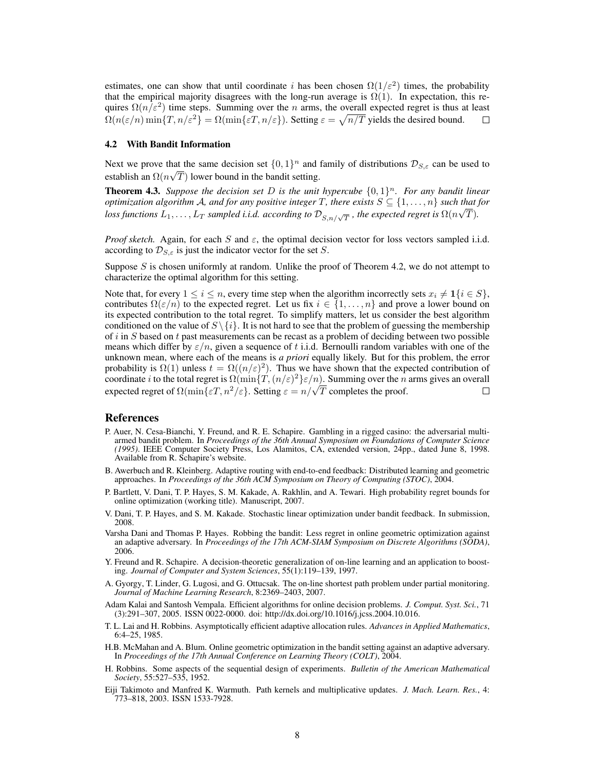estimates, one can show that until coordinate $i$ has been chosen $\Omega(1/\varepsilon^2)$ times, the probability that the empirical majority disagrees with the long-run average is $\Omega(1)$. In expectation, this requires $\Omega(n/\varepsilon^2)$ time steps. Summing over the $n$ arms, the overall expected regret is thus at least $\Omega(n(\varepsilon/n)\min\{T, n/\varepsilon^2\} = \Omega(\min\{\varepsilon T, n/\varepsilon\})$. Setting $\varepsilon = \sqrt{n/T}$ yields the desired bound. $\square$

### 4.2 With Bandit Information

Next we prove that the same decision set $\{0,1\}^n$ and family of distributions $\mathcal{D}_{S,\varepsilon}$ can be used to establish an $\Omega(n\sqrt{T})$ lower bound in the bandit setting.

**Theorem 4.3.** *Suppose the decision set $D$ is the unit hypercube $\{0,1\}^n$. For any bandit linear optimization algorithm $\mathcal{A}$, and for any positive integer $T$, there exists $S \subseteq \{1,\ldots,n\}$ such that for loss functions $L_1,\ldots,L_T$ sampled i.i.d. according to $\mathcal{D}_{S,n/\sqrt{T}}$, the expected regret is $\Omega(n\sqrt{T})$.*

*Proof sketch.* Again, for each $S$ and $\varepsilon$, the optimal decision vector for loss vectors sampled i.i.d. according to $\mathcal{D}_{S,\varepsilon}$ is just the indicator vector for the set $S$.

Suppose $S$ is chosen uniformly at random. Unlike the proof of Theorem 4.2, we do not attempt to characterize the optimal algorithm for this setting.

Note that, for every $1 \leq i \leq n$, every time step when the algorithm incorrectly sets $x_i \neq \mathbf{1}\{i \in S\}$, contributes $\Omega(\varepsilon/n)$ to the expected regret. Let us fix $i \in \{1,\ldots,n\}$ and prove a lower bound on its expected contribution to the total regret. To simplify matters, let us consider the best algorithm conditioned on the value of $S \setminus \{i\}$. It is not hard to see that the problem of guessing the membership of $i$ in $S$ based on $t$ past measurements can be recast as a problem of deciding between two possible means which differ by $\varepsilon/n$, given a sequence of $t$ i.i.d. Bernoulli random variables with one of the unknown mean, where each of the means is *a priori* equally likely. But for this problem, the error probability is $\Omega(1)$ unless $t = \Omega((n/\varepsilon)^2)$. Thus we have shown that the expected contribution of coordinate $i$ to the total regret is $\Omega(\min\{T,(n/\varepsilon)^2\}\varepsilon/n)$. Summing over the $n$ arms gives an overall expected regret of $\Omega(\min\{\varepsilon T, n^2/\varepsilon\}$. Setting $\varepsilon = n/\sqrt{T}$ completes the proof. $\square$

## References

P. Auer, N. Cesa-Bianchi, Y. Freund, and R. E. Schapire. Gambling in a rigged casino: the adversarial multi-armed bandit problem. In *Proceedings of the 36th Annual Symposium on Foundations of Computer Science (1995)*. IEEE Computer Society Press, Los Alamitos, CA, extended version, 24pp., dated June 8, 1998. Available from R. Schapire's website.

B. Awerbuch and R. Kleinberg. Adaptive routing with end-to-end feedback: Distributed learning and geometric approaches. In *Proceedings of the 36th ACM Symposium on Theory of Computing (STOC)*, 2004.

P. Bartlett, V. Dani, T. P. Hayes, S. M. Kakade, A. Rakhlin, and A. Tewari. High probability regret bounds for online optimization (working title). Manuscript, 2007.

V. Dani, T. P. Hayes, and S. M. Kakade. Stochastic linear optimization under bandit feedback. In submission, 2008.

Varsha Dani and Thomas P. Hayes. Robbing the bandit: Less regret in online geometric optimization against an adaptive adversary. In *Proceedings of the 17th ACM-SIAM Symposium on Discrete Algorithms (SODA)*, 2006.

Y. Freund and R. Schapire. A decision-theoretic generalization of on-line learning and an application to boosting. *Journal of Computer and System Sciences*, 55(1):119–139, 1997.

A. Gyorgy, T. Linder, G. Lugosi, and G. Ottucsak. The on-line shortest path problem under partial monitoring. *Journal of Machine Learning Research*, 8:2369–2403, 2007.

Adam Kalai and Santosh Vempala. Efficient algorithms for online decision problems. *J. Comput. Syst. Sci.*, 71 (3):291–307, 2005. ISSN 0022-0000. doi: http://dx.doi.org/10.1016/j.jcss.2004.10.016.

T. L. Lai and H. Robbins. Asymptotically efficient adaptive allocation rules. *Advances in Applied Mathematics*, 6:4–25, 1985.

H.B. McMahan and A. Blum. Online geometric optimization in the bandit setting against an adaptive adversary. In *Proceedings of the 17th Annual Conference on Learning Theory (COLT)*, 2004.

H. Robbins. Some aspects of the sequential design of experiments. *Bulletin of the American Mathematical Society*, 55:527–535, 1952.

Eiji Takimoto and Manfred K. Warmuth. Path kernels and multiplicative updates. *J. Mach. Learn. Res.*, 4: 773–818, 2003. ISSN 1533-7928.